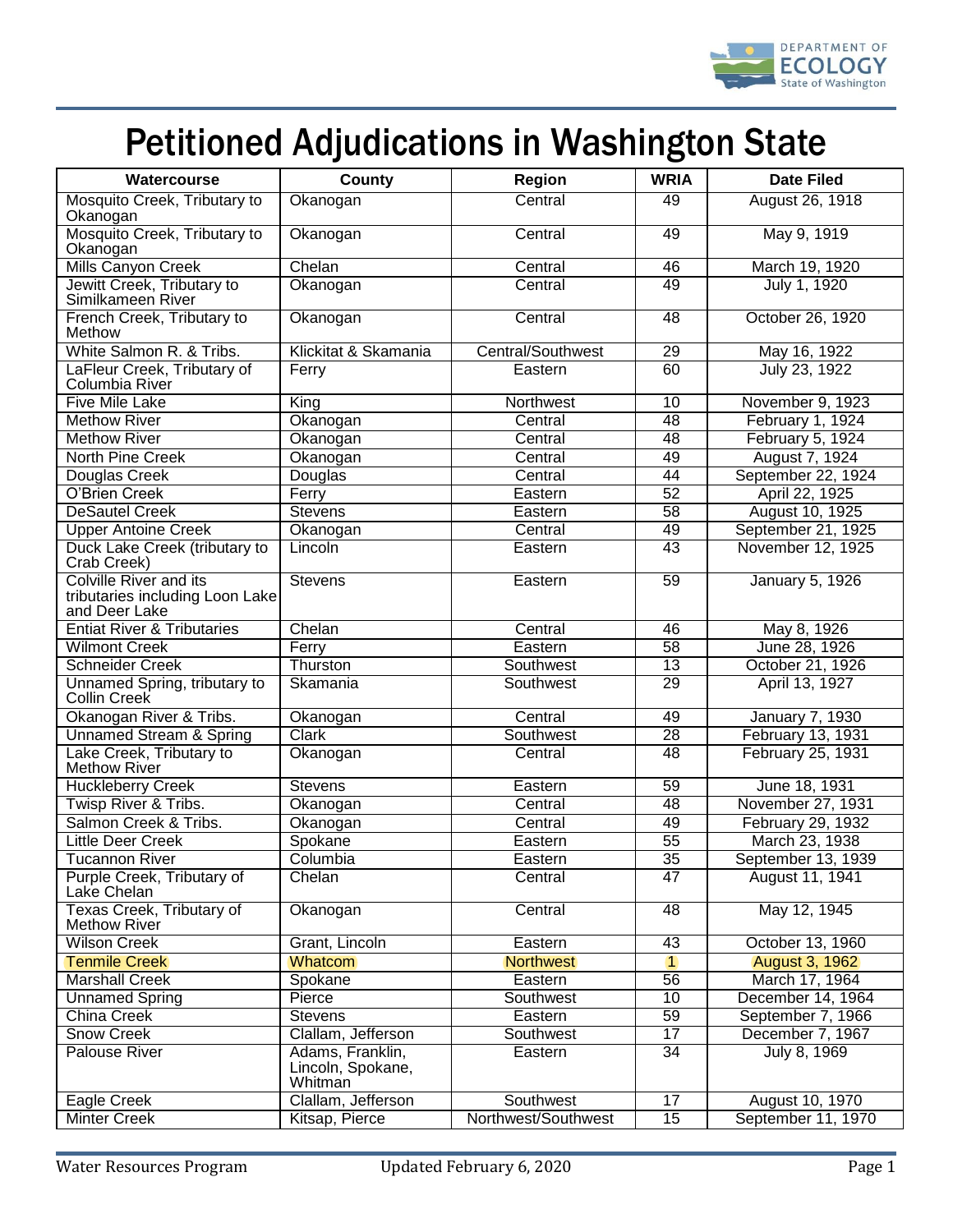# Petitioned Adjudications in Washington State

| Watercourse | County | Region | WRIA | Date Filed |
|---|---|---|---|---|
| Mosquito Creek, Tributary to Okanogan | Okanogan | Central | 49 | August 26, 1918 |
| Mosquito Creek, Tributary to Okanogan | Okanogan | Central | 49 | May 9, 1919 |
| Mills Canyon Creek | Chelan | Central | 46 | March 19, 1920 |
| Jewitt Creek, Tributary to Similkameen River | Okanogan | Central | 49 | July 1, 1920 |
| French Creek, Tributary to Methow | Okanogan | Central | 48 | October 26, 1920 |
| White Salmon R. & Tribs. | Klickitat & Skamania | Central/Southwest | 29 | May 16, 1922 |
| LaFleur Creek, Tributary of Columbia River | Ferry | Eastern | 60 | July 23, 1922 |
| Five Mile Lake | King | Northwest | 10 | November 9, 1923 |
| Methow River | Okanogan | Central | 48 | February 1, 1924 |
| Methow River | Okanogan | Central | 48 | February 5, 1924 |
| North Pine Creek | Okanogan | Central | 49 | August 7, 1924 |
| Douglas Creek | Douglas | Central | 44 | September 22, 1924 |
| O'Brien Creek | Ferry | Eastern | 52 | April 22, 1925 |
| DeSautel Creek | Stevens | Eastern | 58 | August 10, 1925 |
| Upper Antoine Creek | Okanogan | Central | 49 | September 21, 1925 |
| Duck Lake Creek (tributary to Crab Creek) | Lincoln | Eastern | 43 | November 12, 1925 |
| Colville River and its tributaries including Loon Lake and Deer Lake | Stevens | Eastern | 59 | January 5, 1926 |
| Entiat River & Tributaries | Chelan | Central | 46 | May 8, 1926 |
| Wilmont Creek | Ferry | Eastern | 58 | June 28, 1926 |
| Schneider Creek | Thurston | Southwest | 13 | October 21, 1926 |
| Unnamed Spring, tributary to Collin Creek | Skamania | Southwest | 29 | April 13, 1927 |
| Okanogan River & Tribs. | Okanogan | Central | 49 | January 7, 1930 |
| Unnamed Stream & Spring | Clark | Southwest | 28 | February 13, 1931 |
| Lake Creek, Tributary to Methow River | Okanogan | Central | 48 | February 25, 1931 |
| Huckleberry Creek | Stevens | Eastern | 59 | June 18, 1931 |
| Twisp River & Tribs. | Okanogan | Central | 48 | November 27, 1931 |
| Salmon Creek & Tribs. | Okanogan | Central | 49 | February 29, 1932 |
| Little Deer Creek | Spokane | Eastern | 55 | March 23, 1938 |
| Tucannon River | Columbia | Eastern | 35 | September 13, 1939 |
| Purple Creek, Tributary of Lake Chelan | Chelan | Central | 47 | August 11, 1941 |
| Texas Creek, Tributary of Methow River | Okanogan | Central | 48 | May 12, 1945 |
| Wilson Creek | Grant, Lincoln | Eastern | 43 | October 13, 1960 |
| Tenmile Creek | Whatcom | Northwest | 1 | August 3, 1962 |
| Marshall Creek | Spokane | Eastern | 56 | March 17, 1964 |
| Unnamed Spring | Pierce | Southwest | 10 | December 14, 1964 |
| China Creek | Stevens | Eastern | 59 | September 7, 1966 |
| Snow Creek | Clallam, Jefferson | Southwest | 17 | December 7, 1967 |
| Palouse River | Adams, Franklin, Lincoln, Spokane, Whitman | Eastern | 34 | July 8, 1969 |
| Eagle Creek | Clallam, Jefferson | Southwest | 17 | August 10, 1970 |
| Minter Creek | Kitsap, Pierce | Northwest/Southwest | 15 | September 11, 1970 |

Water Resources Program | Updated February 6, 2020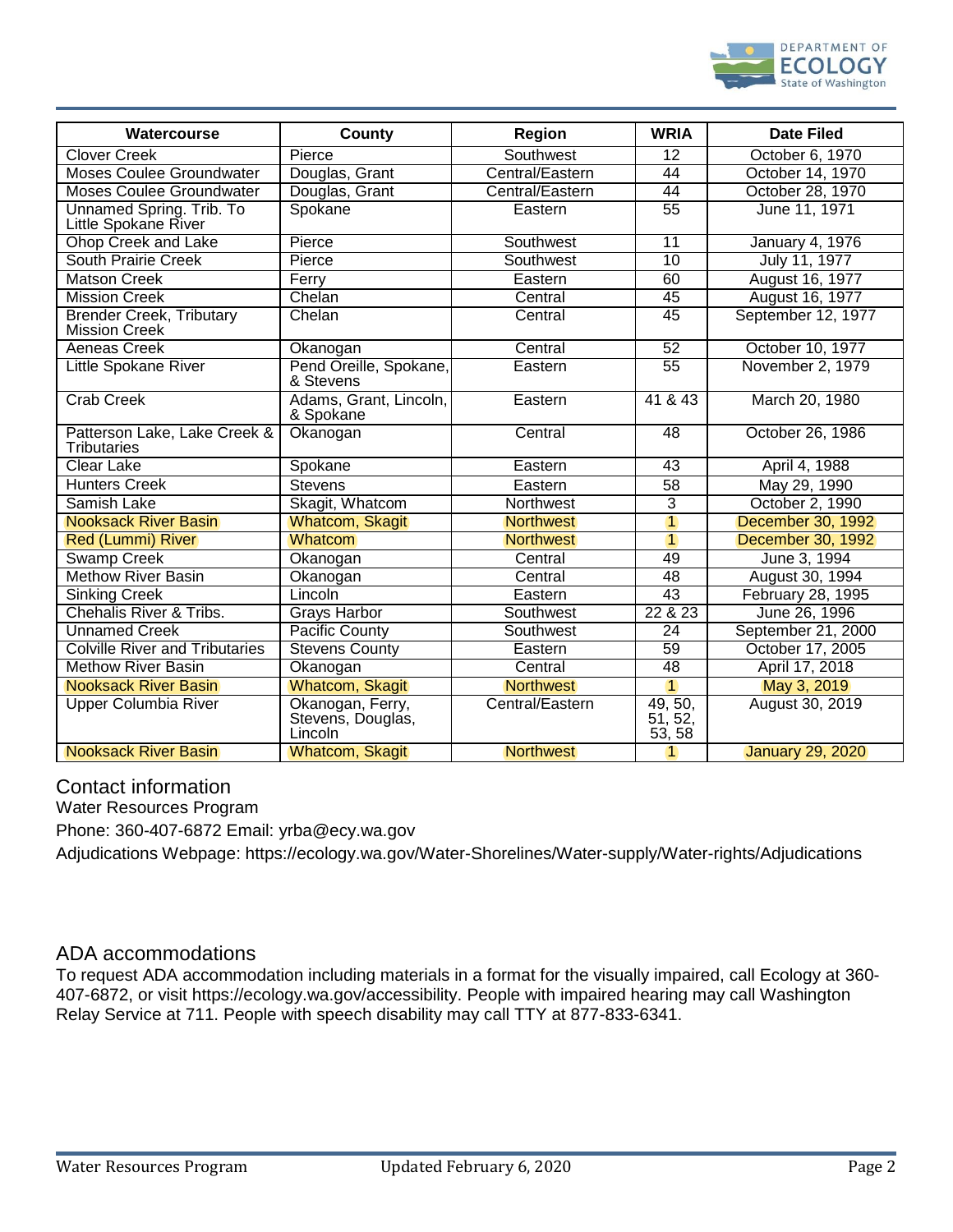| Watercourse | County | Region | WRIA | Date Filed |
|---|---|---|---|---|
| Clover Creek | Pierce | Southwest | 12 | October 6, 1970 |
| Moses Coulee Groundwater | Douglas, Grant | Central/Eastern | 44 | October 14, 1970 |
| Moses Coulee Groundwater | Douglas, Grant | Central/Eastern | 44 | October 28, 1970 |
| Unnamed Spring. Trib. To Little Spokane River | Spokane | Eastern | 55 | June 11, 1971 |
| Ohop Creek and Lake | Pierce | Southwest | 11 | January 4, 1976 |
| South Prairie Creek | Pierce | Southwest | 10 | July 11, 1977 |
| Matson Creek | Ferry | Eastern | 60 | August 16, 1977 |
| Mission Creek | Chelan | Central | 45 | August 16, 1977 |
| Brender Creek, Tributary Mission Creek | Chelan | Central | 45 | September 12, 1977 |
| Aeneas Creek | Okanogan | Central | 52 | October 10, 1977 |
| Little Spokane River | Pend Oreille, Spokane, & Stevens | Eastern | 55 | November 2, 1979 |
| Crab Creek | Adams, Grant, Lincoln, & Spokane | Eastern | 41 & 43 | March 20, 1980 |
| Patterson Lake, Lake Creek & Tributaries | Okanogan | Central | 48 | October 26, 1986 |
| Clear Lake | Spokane | Eastern | 43 | April 4, 1988 |
| Hunters Creek | Stevens | Eastern | 58 | May 29, 1990 |
| Samish Lake | Skagit, Whatcom | Northwest | 3 | October 2, 1990 |
| Nooksack River Basin | Whatcom, Skagit | Northwest | 1 | December 30, 1992 |
| Red (Lummi) River | Whatcom | Northwest | 1 | December 30, 1992 |
| Swamp Creek | Okanogan | Central | 49 | June 3, 1994 |
| Methow River Basin | Okanogan | Central | 48 | August 30, 1994 |
| Sinking Creek | Lincoln | Eastern | 43 | February 28, 1995 |
| Chehalis River & Tribs. | Grays Harbor | Southwest | 22 & 23 | June 26, 1996 |
| Unnamed Creek | Pacific County | Southwest | 24 | September 21, 2000 |
| Colville River and Tributaries | Stevens County | Eastern | 59 | October 17, 2005 |
| Methow River Basin | Okanogan | Central | 48 | April 17, 2018 |
| Nooksack River Basin | Whatcom, Skagit | Northwest | 1 | May 3, 2019 |
| Upper Columbia River | Okanogan, Ferry, Stevens, Douglas, Lincoln | Central/Eastern | 49, 50, 51, 52, 53, 58 | August 30, 2019 |
| Nooksack River Basin | Whatcom, Skagit | Northwest | 1 | January 29, 2020 |

## Contact information

Water Resources Program

Phone: 360-407-6872 Email: yrba@ecy.wa.gov

Adjudications Webpage: https://ecology.wa.gov/Water-Shorelines/Water-supply/Water-rights/Adjudications

## ADA accommodations

To request ADA accommodation including materials in a format for the visually impaired, call Ecology at 360-407-6872, or visit https://ecology.wa.gov/accessibility. People with impaired hearing may call Washington Relay Service at 711. People with speech disability may call TTY at 877-833-6341.